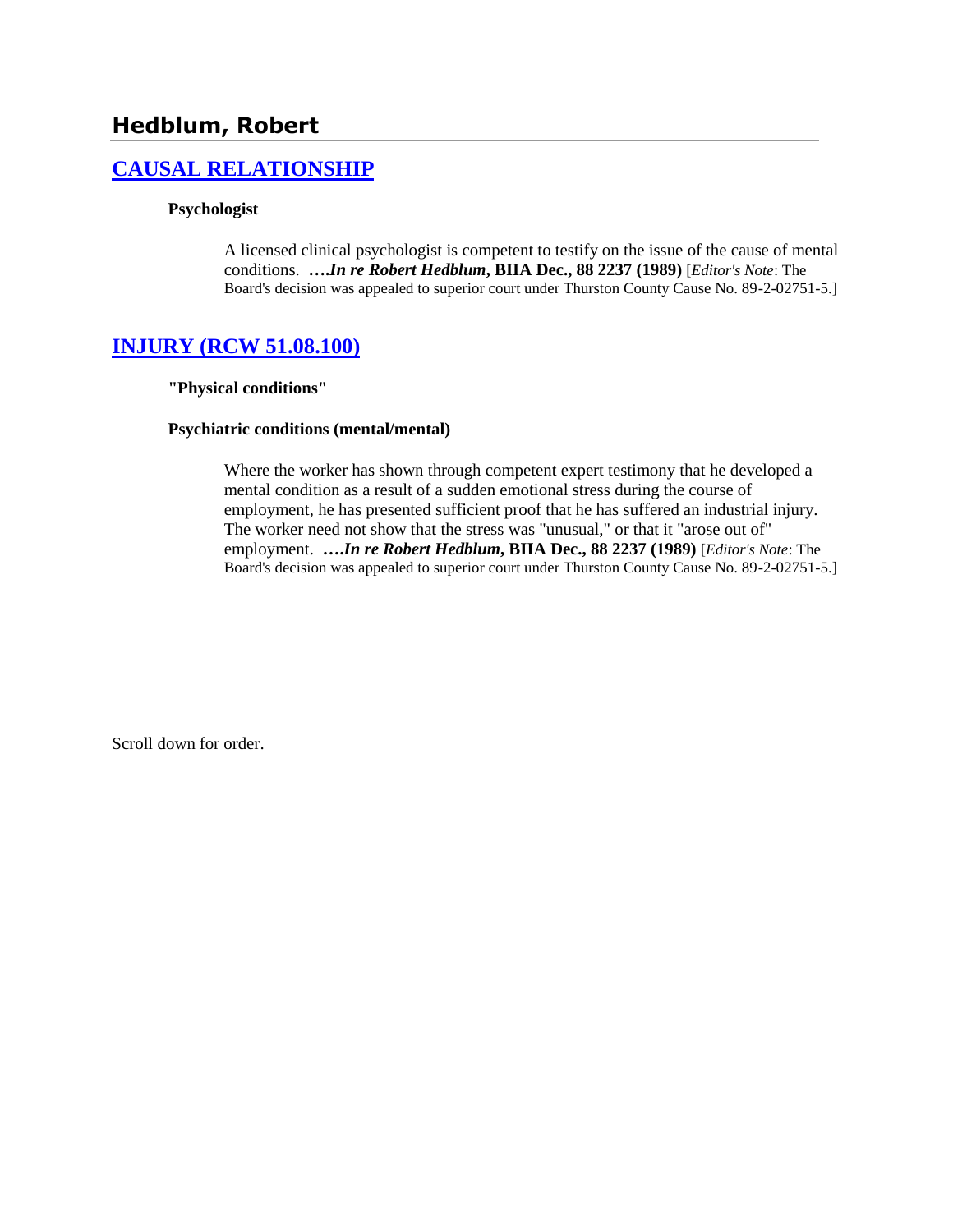## Hedblum, Robert

### [CAUSAL RELATIONSHIP]

**Psychologist**

A licensed clinical psychologist is competent to testify on the issue of the cause of mental conditions. ***….In re Robert Hedblum*, BIIA Dec., 88 2237 (1989)** [*Editor's Note*: The Board's decision was appealed to superior court under Thurston County Cause No. 89-2-02751-5.]

### [INJURY (RCW 51.08.100)]

**"Physical conditions"**

**Psychiatric conditions (mental/mental)**

Where the worker has shown through competent expert testimony that he developed a mental condition as a result of a sudden emotional stress during the course of employment, he has presented sufficient proof that he has suffered an industrial injury. The worker need not show that the stress was "unusual," or that it "arose out of" employment. ***….In re Robert Hedblum*, BIIA Dec., 88 2237 (1989)** [*Editor's Note*: The Board's decision was appealed to superior court under Thurston County Cause No. 89-2-02751-5.]

Scroll down for order.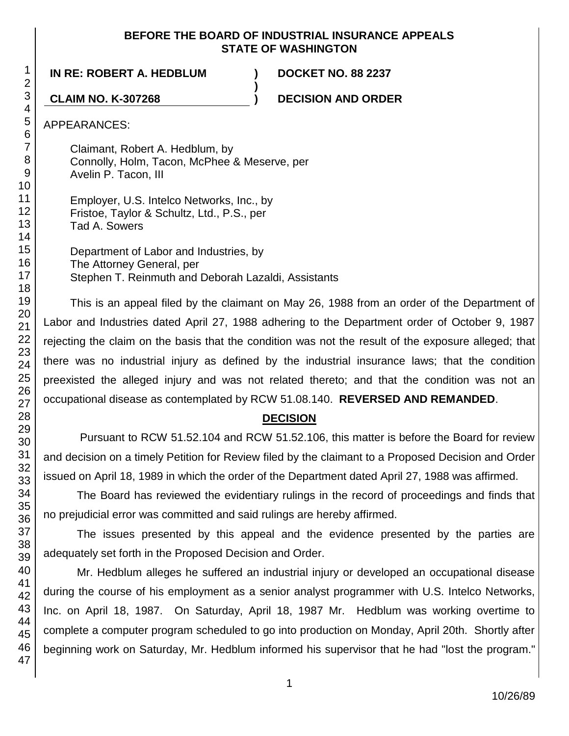**BEFORE THE BOARD OF INDUSTRIAL INSURANCE APPEALS**
**STATE OF WASHINGTON**

| | | |
|---|---|---|
| **IN RE: ROBERT A. HEDBLUM** | **)** | **DOCKET NO. 88 2237** |
| | **)** | |
| **CLAIM NO. K-307268** | **)** | **DECISION AND ORDER** |

APPEARANCES:

Claimant, Robert A. Hedblum, by
Connolly, Holm, Tacon, McPhee & Meserve, per
Avelin P. Tacon, III

Employer, U.S. Intelco Networks, Inc., by
Fristoe, Taylor & Schultz, Ltd., P.S., per
Tad A. Sowers

Department of Labor and Industries, by
The Attorney General, per
Stephen T. Reinmuth and Deborah Lazaldi, Assistants

This is an appeal filed by the claimant on May 26, 1988 from an order of the Department of Labor and Industries dated April 27, 1988 adhering to the Department order of October 9, 1987 rejecting the claim on the basis that the condition was not the result of the exposure alleged; that there was no industrial injury as defined by the industrial insurance laws; that the condition preexisted the alleged injury and was not related thereto; and that the condition was not an occupational disease as contemplated by RCW 51.08.140. **REVERSED AND REMANDED**.

## DECISION

Pursuant to RCW 51.52.104 and RCW 51.52.106, this matter is before the Board for review and decision on a timely Petition for Review filed by the claimant to a Proposed Decision and Order issued on April 18, 1989 in which the order of the Department dated April 27, 1988 was affirmed.

The Board has reviewed the evidentiary rulings in the record of proceedings and finds that no prejudicial error was committed and said rulings are hereby affirmed.

The issues presented by this appeal and the evidence presented by the parties are adequately set forth in the Proposed Decision and Order.

Mr. Hedblum alleges he suffered an industrial injury or developed an occupational disease during the course of his employment as a senior analyst programmer with U.S. Intelco Networks, Inc. on April 18, 1987. On Saturday, April 18, 1987 Mr. Hedblum was working overtime to complete a computer program scheduled to go into production on Monday, April 20th. Shortly after beginning work on Saturday, Mr. Hedblum informed his supervisor that he had "lost the program."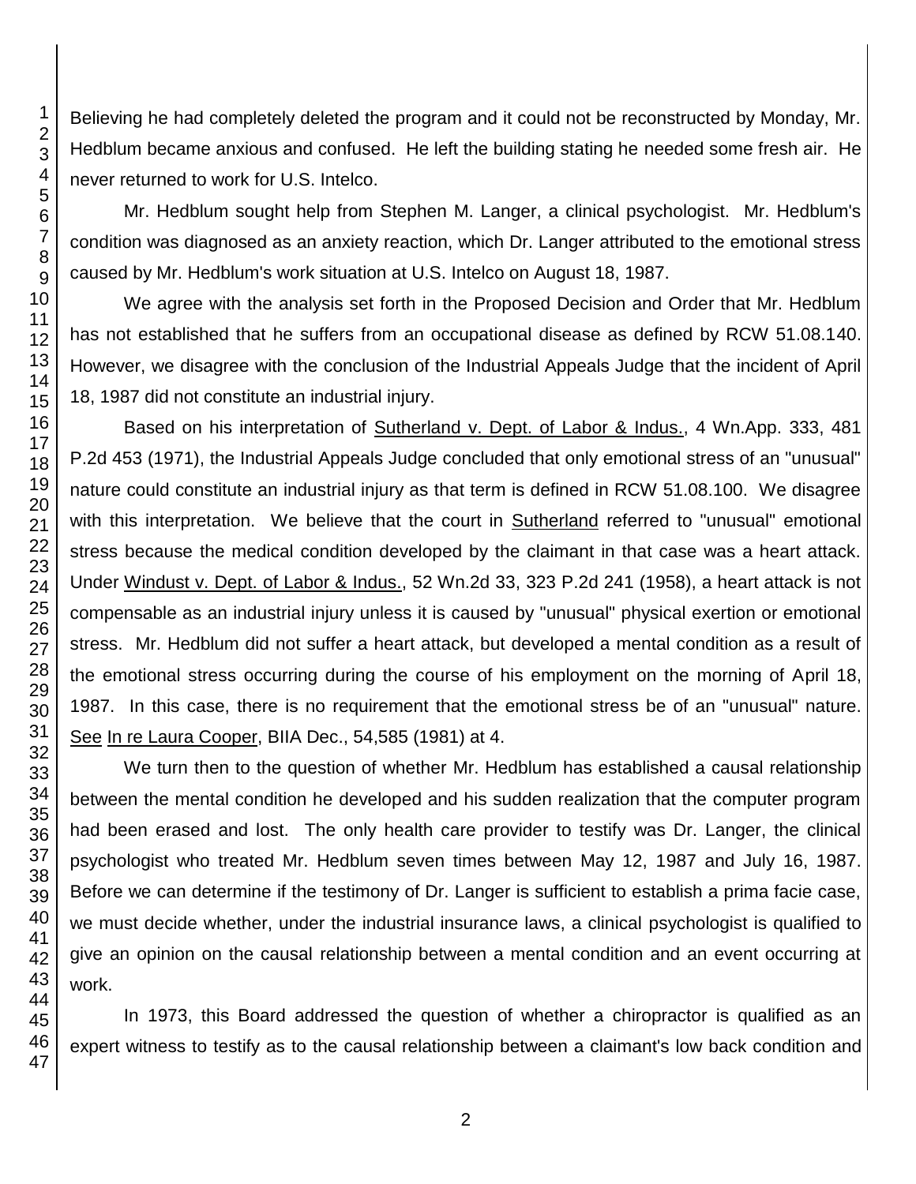Believing he had completely deleted the program and it could not be reconstructed by Monday, Mr. Hedblum became anxious and confused. He left the building stating he needed some fresh air. He never returned to work for U.S. Intelco.

Mr. Hedblum sought help from Stephen M. Langer, a clinical psychologist. Mr. Hedblum's condition was diagnosed as an anxiety reaction, which Dr. Langer attributed to the emotional stress caused by Mr. Hedblum's work situation at U.S. Intelco on August 18, 1987.

We agree with the analysis set forth in the Proposed Decision and Order that Mr. Hedblum has not established that he suffers from an occupational disease as defined by RCW 51.08.140. However, we disagree with the conclusion of the Industrial Appeals Judge that the incident of April 18, 1987 did not constitute an industrial injury.

Based on his interpretation of Sutherland v. Dept. of Labor & Indus., 4 Wn.App. 333, 481 P.2d 453 (1971), the Industrial Appeals Judge concluded that only emotional stress of an "unusual" nature could constitute an industrial injury as that term is defined in RCW 51.08.100. We disagree with this interpretation. We believe that the court in Sutherland referred to "unusual" emotional stress because the medical condition developed by the claimant in that case was a heart attack. Under Windust v. Dept. of Labor & Indus., 52 Wn.2d 33, 323 P.2d 241 (1958), a heart attack is not compensable as an industrial injury unless it is caused by "unusual" physical exertion or emotional stress. Mr. Hedblum did not suffer a heart attack, but developed a mental condition as a result of the emotional stress occurring during the course of his employment on the morning of April 18, 1987. In this case, there is no requirement that the emotional stress be of an "unusual" nature. See In re Laura Cooper, BIIA Dec., 54,585 (1981) at 4.

We turn then to the question of whether Mr. Hedblum has established a causal relationship between the mental condition he developed and his sudden realization that the computer program had been erased and lost. The only health care provider to testify was Dr. Langer, the clinical psychologist who treated Mr. Hedblum seven times between May 12, 1987 and July 16, 1987. Before we can determine if the testimony of Dr. Langer is sufficient to establish a prima facie case, we must decide whether, under the industrial insurance laws, a clinical psychologist is qualified to give an opinion on the causal relationship between a mental condition and an event occurring at work.

In 1973, this Board addressed the question of whether a chiropractor is qualified as an expert witness to testify as to the causal relationship between a claimant's low back condition and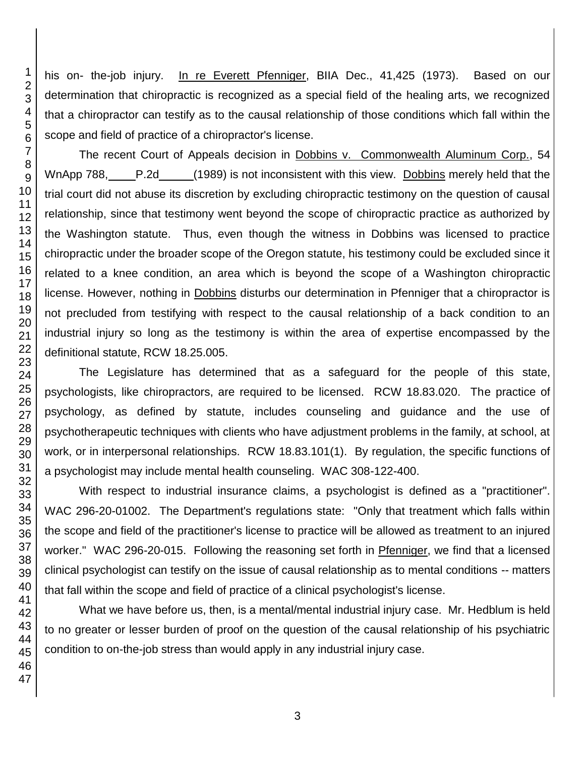his on- the-job injury. In re Everett Pfenniger, BIIA Dec., 41,425 (1973). Based on our determination that chiropractic is recognized as a special field of the healing arts, we recognized that a chiropractor can testify as to the causal relationship of those conditions which fall within the scope and field of practice of a chiropractor's license.

The recent Court of Appeals decision in Dobbins v. Commonwealth Aluminum Corp., 54 WnApp 788, ____ P.2d _____ (1989) is not inconsistent with this view. Dobbins merely held that the trial court did not abuse its discretion by excluding chiropractic testimony on the question of causal relationship, since that testimony went beyond the scope of chiropractic practice as authorized by the Washington statute. Thus, even though the witness in Dobbins was licensed to practice chiropractic under the broader scope of the Oregon statute, his testimony could be excluded since it related to a knee condition, an area which is beyond the scope of a Washington chiropractic license. However, nothing in Dobbins disturbs our determination in Pfenniger that a chiropractor is not precluded from testifying with respect to the causal relationship of a back condition to an industrial injury so long as the testimony is within the area of expertise encompassed by the definitional statute, RCW 18.25.005.

The Legislature has determined that as a safeguard for the people of this state, psychologists, like chiropractors, are required to be licensed. RCW 18.83.020. The practice of psychology, as defined by statute, includes counseling and guidance and the use of psychotherapeutic techniques with clients who have adjustment problems in the family, at school, at work, or in interpersonal relationships. RCW 18.83.101(1). By regulation, the specific functions of a psychologist may include mental health counseling. WAC 308-122-400.

With respect to industrial insurance claims, a psychologist is defined as a "practitioner". WAC 296-20-01002. The Department's regulations state: "Only that treatment which falls within the scope and field of the practitioner's license to practice will be allowed as treatment to an injured worker." WAC 296-20-015. Following the reasoning set forth in Pfenniger, we find that a licensed clinical psychologist can testify on the issue of causal relationship as to mental conditions -- matters that fall within the scope and field of practice of a clinical psychologist's license.

What we have before us, then, is a mental/mental industrial injury case. Mr. Hedblum is held to no greater or lesser burden of proof on the question of the causal relationship of his psychiatric condition to on-the-job stress than would apply in any industrial injury case.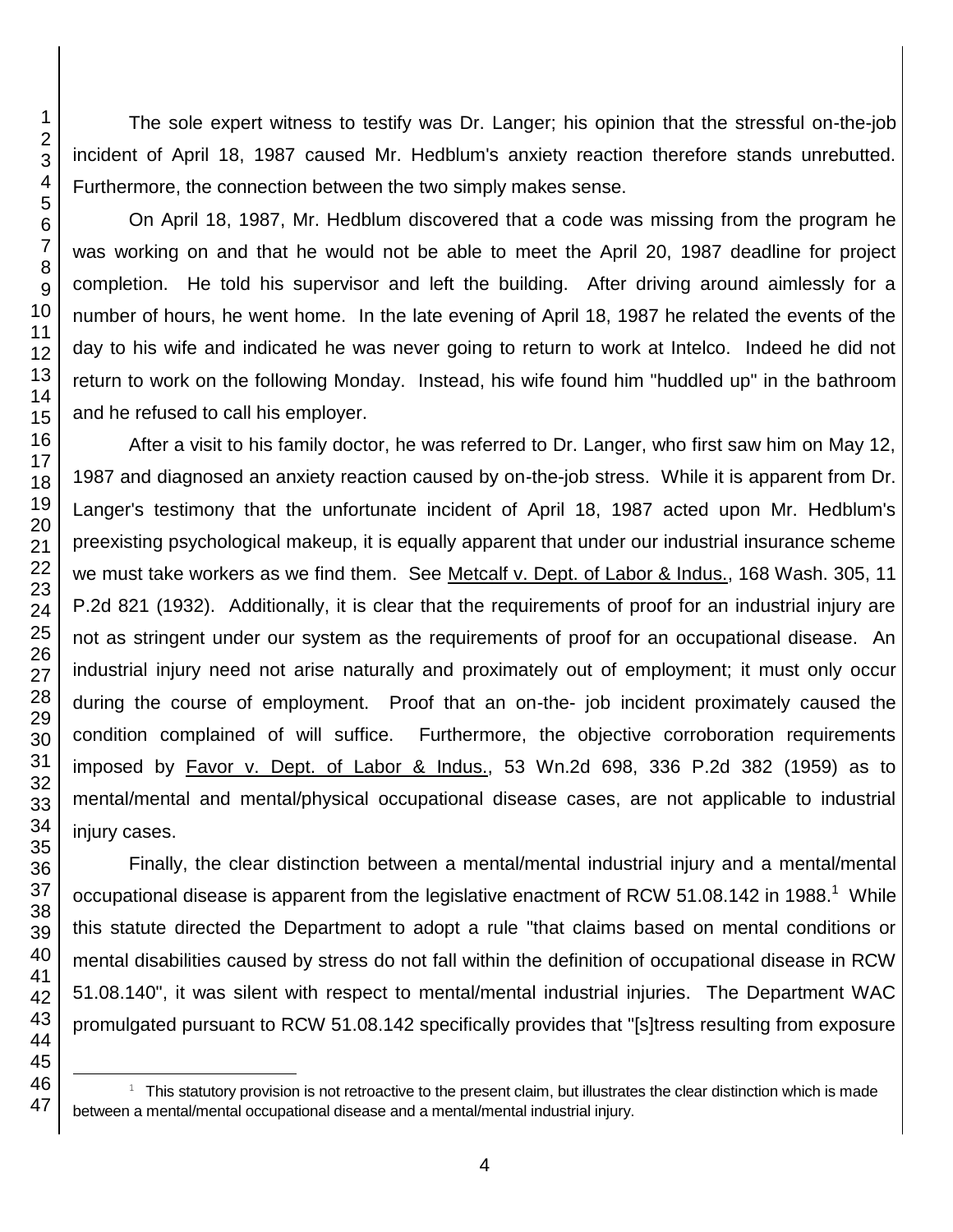The sole expert witness to testify was Dr. Langer; his opinion that the stressful on-the-job incident of April 18, 1987 caused Mr. Hedblum's anxiety reaction therefore stands unrebutted. Furthermore, the connection between the two simply makes sense.

On April 18, 1987, Mr. Hedblum discovered that a code was missing from the program he was working on and that he would not be able to meet the April 20, 1987 deadline for project completion. He told his supervisor and left the building. After driving around aimlessly for a number of hours, he went home. In the late evening of April 18, 1987 he related the events of the day to his wife and indicated he was never going to return to work at Intelco. Indeed he did not return to work on the following Monday. Instead, his wife found him "huddled up" in the bathroom and he refused to call his employer.

After a visit to his family doctor, he was referred to Dr. Langer, who first saw him on May 12, 1987 and diagnosed an anxiety reaction caused by on-the-job stress. While it is apparent from Dr. Langer's testimony that the unfortunate incident of April 18, 1987 acted upon Mr. Hedblum's preexisting psychological makeup, it is equally apparent that under our industrial insurance scheme we must take workers as we find them. See Metcalf v. Dept. of Labor & Indus., 168 Wash. 305, 11 P.2d 821 (1932). Additionally, it is clear that the requirements of proof for an industrial injury are not as stringent under our system as the requirements of proof for an occupational disease. An industrial injury need not arise naturally and proximately out of employment; it must only occur during the course of employment. Proof that an on-the- job incident proximately caused the condition complained of will suffice. Furthermore, the objective corroboration requirements imposed by Favor v. Dept. of Labor & Indus., 53 Wn.2d 698, 336 P.2d 382 (1959) as to mental/mental and mental/physical occupational disease cases, are not applicable to industrial injury cases.

Finally, the clear distinction between a mental/mental industrial injury and a mental/mental occupational disease is apparent from the legislative enactment of RCW 51.08.142 in 1988.[1] While this statute directed the Department to adopt a rule "that claims based on mental conditions or mental disabilities caused by stress do not fall within the definition of occupational disease in RCW 51.08.140", it was silent with respect to mental/mental industrial injuries. The Department WAC promulgated pursuant to RCW 51.08.142 specifically provides that "[s]tress resulting from exposure

---

[1] This statutory provision is not retroactive to the present claim, but illustrates the clear distinction which is made between a mental/mental occupational disease and a mental/mental industrial injury.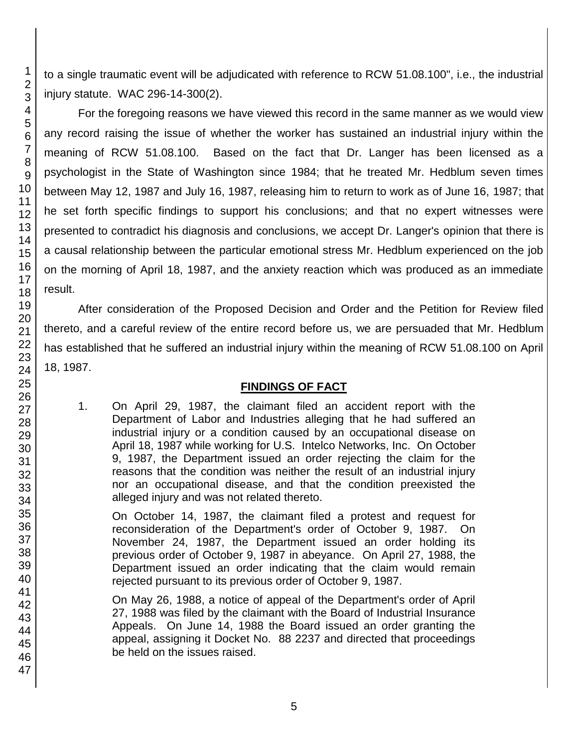to a single traumatic event will be adjudicated with reference to RCW 51.08.100", i.e., the industrial injury statute. WAC 296-14-300(2).

For the foregoing reasons we have viewed this record in the same manner as we would view any record raising the issue of whether the worker has sustained an industrial injury within the meaning of RCW 51.08.100. Based on the fact that Dr. Langer has been licensed as a psychologist in the State of Washington since 1984; that he treated Mr. Hedblum seven times between May 12, 1987 and July 16, 1987, releasing him to return to work as of June 16, 1987; that he set forth specific findings to support his conclusions; and that no expert witnesses were presented to contradict his diagnosis and conclusions, we accept Dr. Langer's opinion that there is a causal relationship between the particular emotional stress Mr. Hedblum experienced on the job on the morning of April 18, 1987, and the anxiety reaction which was produced as an immediate result.

After consideration of the Proposed Decision and Order and the Petition for Review filed thereto, and a careful review of the entire record before us, we are persuaded that Mr. Hedblum has established that he suffered an industrial injury within the meaning of RCW 51.08.100 on April 18, 1987.

## FINDINGS OF FACT

1. On April 29, 1987, the claimant filed an accident report with the Department of Labor and Industries alleging that he had suffered an industrial injury or a condition caused by an occupational disease on April 18, 1987 while working for U.S. Intelco Networks, Inc. On October 9, 1987, the Department issued an order rejecting the claim for the reasons that the condition was neither the result of an industrial injury nor an occupational disease, and that the condition preexisted the alleged injury and was not related thereto.

   On October 14, 1987, the claimant filed a protest and request for reconsideration of the Department's order of October 9, 1987. On November 24, 1987, the Department issued an order holding its previous order of October 9, 1987 in abeyance. On April 27, 1988, the Department issued an order indicating that the claim would remain rejected pursuant to its previous order of October 9, 1987.

   On May 26, 1988, a notice of appeal of the Department's order of April 27, 1988 was filed by the claimant with the Board of Industrial Insurance Appeals. On June 14, 1988 the Board issued an order granting the appeal, assigning it Docket No. 88 2237 and directed that proceedings be held on the issues raised.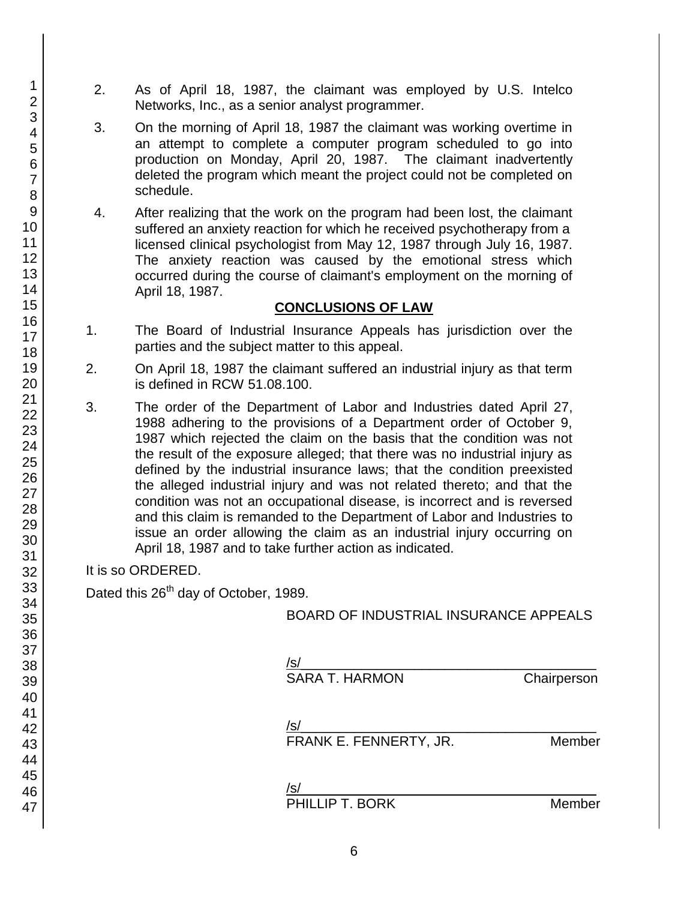2. As of April 18, 1987, the claimant was employed by U.S. Intelco Networks, Inc., as a senior analyst programmer.

3. On the morning of April 18, 1987 the claimant was working overtime in an attempt to complete a computer program scheduled to go into production on Monday, April 20, 1987. The claimant inadvertently deleted the program which meant the project could not be completed on schedule.

4. After realizing that the work on the program had been lost, the claimant suffered an anxiety reaction for which he received psychotherapy from a licensed clinical psychologist from May 12, 1987 through July 16, 1987. The anxiety reaction was caused by the emotional stress which occurred during the course of claimant's employment on the morning of April 18, 1987.

## CONCLUSIONS OF LAW

1. The Board of Industrial Insurance Appeals has jurisdiction over the parties and the subject matter to this appeal.

2. On April 18, 1987 the claimant suffered an industrial injury as that term is defined in RCW 51.08.100.

3. The order of the Department of Labor and Industries dated April 27, 1988 adhering to the provisions of a Department order of October 9, 1987 which rejected the claim on the basis that the condition was not the result of the exposure alleged; that there was no industrial injury as defined by the industrial insurance laws; that the condition preexisted the alleged industrial injury and was not related thereto; and that the condition was not an occupational disease, is incorrect and is reversed and this claim is remanded to the Department of Labor and Industries to issue an order allowing the claim as an industrial injury occurring on April 18, 1987 and to take further action as indicated.

It is so ORDERED.

Dated this 26th day of October, 1989.

BOARD OF INDUSTRIAL INSURANCE APPEALS

/s/
SARA T. HARMON Chairperson

/s/
FRANK E. FENNERTY, JR. Member

/s/
PHILLIP T. BORK Member